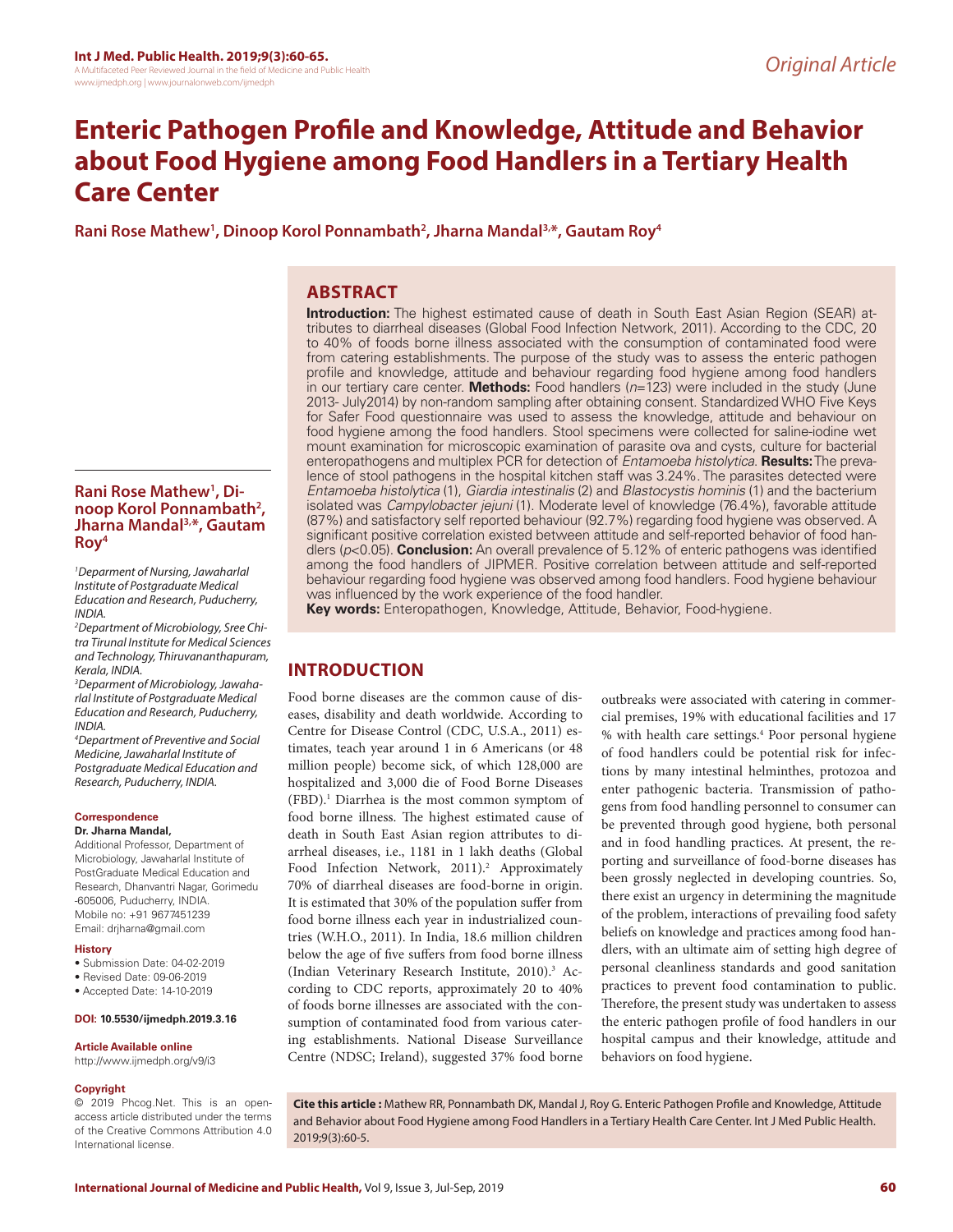Original Article

# Enteric Pathogen Profile and Knowledge, Attitude and Behavior about Food Hygiene among Food Handlers in a Tertiary Health Care Center

**Rani Rose Mathew[1], Dinoop Korol Ponnambath[2], Jharna Mandal[3,*], Gautam Roy[4]**

## ABSTRACT

**Introduction:** The highest estimated cause of death in South East Asian Region (SEAR) attributes to diarrheal diseases (Global Food Infection Network, 2011). According to the CDC, 20 to 40% of foods borne illness associated with the consumption of contaminated food were from catering establishments. The purpose of the study was to assess the enteric pathogen profile and knowledge, attitude and behaviour regarding food hygiene among food handlers in our tertiary care center. **Methods:** Food handlers (*n*=123) were included in the study (June 2013- July2014) by non-random sampling after obtaining consent. Standardized WHO Five Keys for Safer Food questionnaire was used to assess the knowledge, attitude and behaviour on food hygiene among the food handlers. Stool specimens were collected for saline-iodine wet mount examination for microscopic examination of parasite ova and cysts, culture for bacterial enteropathogens and multiplex PCR for detection of *Entamoeba histolytica.* **Results:** The prevalence of stool pathogens in the hospital kitchen staff was 3.24%. The parasites detected were *Entamoeba histolytica* (1), *Giardia intestinalis* (2) and *Blastocystis hominis* (1) and the bacterium isolated was *Campylobacter jejuni* (1). Moderate level of knowledge (76.4%), favorable attitude (87%) and satisfactory self reported behaviour (92.7%) regarding food hygiene was observed. A significant positive correlation existed between attitude and self-reported behavior of food handlers ($p<0.05$). **Conclusion:** An overall prevalence of 5.12% of enteric pathogens was identified among the food handlers of JIPMER. Positive correlation between attitude and self-reported behaviour regarding food hygiene was observed among food handlers. Food hygiene behaviour was influenced by the work experience of the food handler.

**Key words:** Enteropathogen, Knowledge, Attitude, Behavior, Food-hygiene.

**Rani Rose Mathew[1], Dinoop Korol Ponnambath[2], Jharna Mandal[3,*], Gautam Roy[4]**

[1]*Deparment of Nursing, Jawaharlal Institute of Postgraduate Medical Education and Research, Puducherry, INDIA.*

[2]*Department of Microbiology, Sree Chitra Tirunal Institute for Medical Sciences and Technology, Thiruvananthapuram, Kerala, INDIA.*

[3]*Deparment of Microbiology, Jawaharlal Institute of Postgraduate Medical Education and Research, Puducherry, INDIA.*

[4]*Department of Preventive and Social Medicine, Jawaharlal Institute of Postgraduate Medical Education and Research, Puducherry, INDIA.*

**Correspondence**

**Dr. Jharna Mandal,**

Additional Professor, Department of Microbiology, Jawaharlal Institute of PostGraduate Medical Education and Research, Dhanvantri Nagar, Gorimedu -605006, Puducherry, INDIA.

Mobile no: +91 9677451239

Email: drjharna@gmail.com

**History**

- Submission Date: 04-02-2019
- Revised Date: 09-06-2019
- Accepted Date: 14-10-2019

**DOI: 10.5530/ijmedph.2019.3.16**

**Article Available online**

http://www.ijmedph.org/v9/i3

**Copyright**

© 2019 Phcog.Net. This is an open-access article distributed under the terms of the Creative Commons Attribution 4.0 International license.

## INTRODUCTION

Food borne diseases are the common cause of diseases, disability and death worldwide. According to Centre for Disease Control (CDC, U.S.A., 2011) estimates, teach year around 1 in 6 Americans (or 48 million people) become sick, of which 128,000 are hospitalized and 3,000 die of Food Borne Diseases (FBD).[1] Diarrhea is the most common symptom of food borne illness. The highest estimated cause of death in South East Asian region attributes to diarrheal diseases, i.e., 1181 in 1 lakh deaths (Global Food Infection Network, 2011).[2] Approximately 70% of diarrheal diseases are food-borne in origin. It is estimated that 30% of the population suffer from food borne illness each year in industrialized countries (W.H.O., 2011). In India, 18.6 million children below the age of five suffers from food borne illness (Indian Veterinary Research Institute, 2010).[3] According to CDC reports, approximately 20 to 40% of foods borne illnesses are associated with the consumption of contaminated food from various catering establishments. National Disease Surveillance Centre (NDSC; Ireland), suggested 37% food borne outbreaks were associated with catering in commercial premises, 19% with educational facilities and 17 % with health care settings.[4] Poor personal hygiene of food handlers could be potential risk for infections by many intestinal helminthes, protozoa and enter pathogenic bacteria. Transmission of pathogens from food handling personnel to consumer can be prevented through good hygiene, both personal and in food handling practices. At present, the reporting and surveillance of food-borne diseases has been grossly neglected in developing countries. So, there exist an urgency in determining the magnitude of the problem, interactions of prevailing food safety beliefs on knowledge and practices among food handlers, with an ultimate aim of setting high degree of personal cleanliness standards and good sanitation practices to prevent food contamination to public. Therefore, the present study was undertaken to assess the enteric pathogen profile of food handlers in our hospital campus and their knowledge, attitude and behaviors on food hygiene.

**Cite this article :** Mathew RR, Ponnambath DK, Mandal J, Roy G. Enteric Pathogen Profile and Knowledge, Attitude and Behavior about Food Hygiene among Food Handlers in a Tertiary Health Care Center. Int J Med Public Health. 2019;9(3):60-5.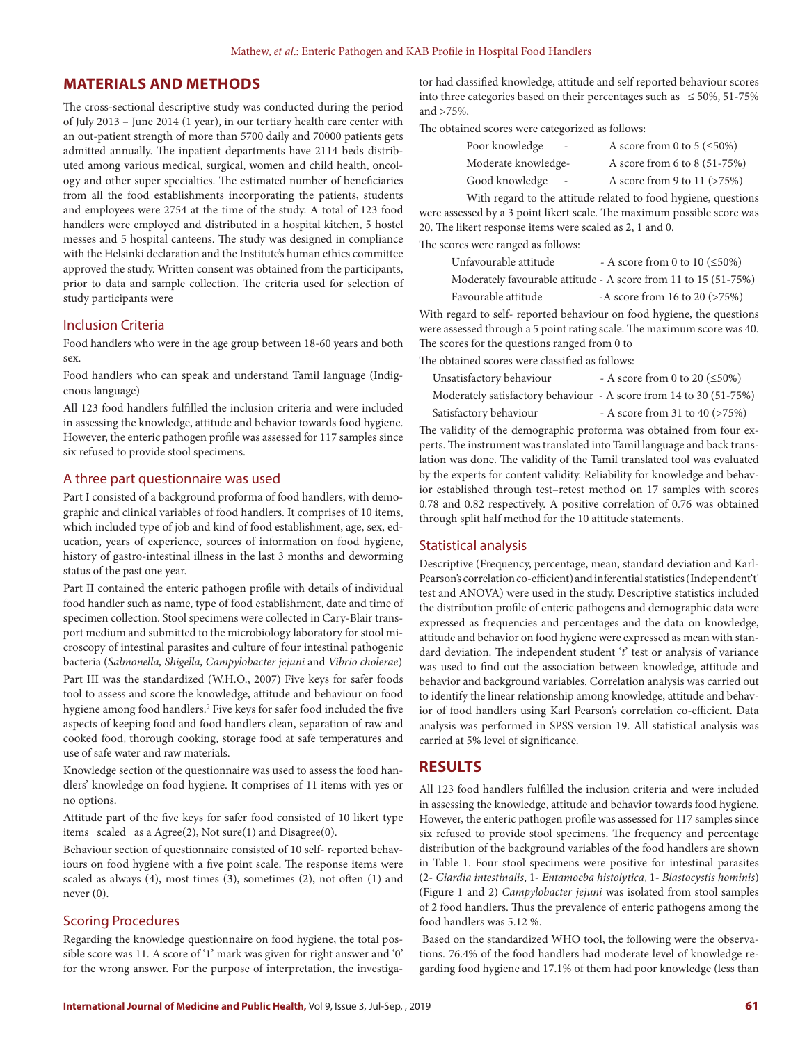## MATERIALS AND METHODS

The cross-sectional descriptive study was conducted during the period of July 2013 – June 2014 (1 year), in our tertiary health care center with an out-patient strength of more than 5700 daily and 70000 patients gets admitted annually. The inpatient departments have 2114 beds distributed among various medical, surgical, women and child health, oncology and other super specialties. The estimated number of beneficiaries from all the food establishments incorporating the patients, students and employees were 2754 at the time of the study. A total of 123 food handlers were employed and distributed in a hospital kitchen, 5 hostel messes and 5 hospital canteens. The study was designed in compliance with the Helsinki declaration and the Institute's human ethics committee approved the study. Written consent was obtained from the participants, prior to data and sample collection. The criteria used for selection of study participants were

### Inclusion Criteria

Food handlers who were in the age group between 18-60 years and both sex.

Food handlers who can speak and understand Tamil language (Indigenous language)

All 123 food handlers fulfilled the inclusion criteria and were included in assessing the knowledge, attitude and behavior towards food hygiene. However, the enteric pathogen profile was assessed for 117 samples since six refused to provide stool specimens.

### A three part questionnaire was used

Part I consisted of a background proforma of food handlers, with demographic and clinical variables of food handlers. It comprises of 10 items, which included type of job and kind of food establishment, age, sex, education, years of experience, sources of information on food hygiene, history of gastro-intestinal illness in the last 3 months and deworming status of the past one year.

Part II contained the enteric pathogen profile with details of individual food handler such as name, type of food establishment, date and time of specimen collection. Stool specimens were collected in Cary-Blair transport medium and submitted to the microbiology laboratory for stool microscopy of intestinal parasites and culture of four intestinal pathogenic bacteria (*Salmonella, Shigella, Campylobacter jejuni* and *Vibrio cholerae*)

Part III was the standardized (W.H.O., 2007) Five keys for safer foods tool to assess and score the knowledge, attitude and behaviour on food hygiene among food handlers.[5] Five keys for safer food included the five aspects of keeping food and food handlers clean, separation of raw and cooked food, thorough cooking, storage food at safe temperatures and use of safe water and raw materials.

Knowledge section of the questionnaire was used to assess the food handlers' knowledge on food hygiene. It comprises of 11 items with yes or no options.

Attitude part of the five keys for safer food consisted of 10 likert type items scaled as a Agree(2), Not sure(1) and Disagree(0).

Behaviour section of questionnaire consisted of 10 self- reported behaviours on food hygiene with a five point scale. The response items were scaled as always (4), most times (3), sometimes (2), not often (1) and never (0).

### Scoring Procedures

Regarding the knowledge questionnaire on food hygiene, the total possible score was 11. A score of '1' mark was given for right answer and '0' for the wrong answer. For the purpose of interpretation, the investigator had classified knowledge, attitude and self reported behaviour scores into three categories based on their percentages such as ≤ 50%, 51-75% and >75%.

The obtained scores were categorized as follows:

| | |
|---|---|
| Poor knowledge - | A score from 0 to 5 (≤50%) |
| Moderate knowledge- | A score from 6 to 8 (51-75%) |
| Good knowledge - | A score from 9 to 11 (>75%) |

With regard to the attitude related to food hygiene, questions were assessed by a 3 point likert scale. The maximum possible score was 20. The likert response items were scaled as 2, 1 and 0.

The scores were ranged as follows:

| | |
|---|---|
| Unfavourable attitude | - A score from 0 to 10 (≤50%) |
| Moderately favourable attitude | - A score from 11 to 15 (51-75%) |
| Favourable attitude | -A score from 16 to 20 (>75%) |

With regard to self- reported behaviour on food hygiene, the questions were assessed through a 5 point rating scale. The maximum score was 40. The scores for the questions ranged from 0 to

The obtained scores were classified as follows:

| | |
|---|---|
| Unsatisfactory behaviour | - A score from 0 to 20 (≤50%) |
| Moderately satisfactory behaviour | - A score from 14 to 30 (51-75%) |
| Satisfactory behaviour | - A score from 31 to 40 (>75%) |

The validity of the demographic proforma was obtained from four experts. The instrument was translated into Tamil language and back translation was done. The validity of the Tamil translated tool was evaluated by the experts for content validity. Reliability for knowledge and behavior established through test–retest method on 17 samples with scores 0.78 and 0.82 respectively. A positive correlation of 0.76 was obtained through split half method for the 10 attitude statements.

### Statistical analysis

Descriptive (Frequency, percentage, mean, standard deviation and Karl-Pearson's correlation co-efficient) and inferential statistics (Independent't' test and ANOVA) were used in the study. Descriptive statistics included the distribution profile of enteric pathogens and demographic data were expressed as frequencies and percentages and the data on knowledge, attitude and behavior on food hygiene were expressed as mean with standard deviation. The independent student '*t*' test or analysis of variance was used to find out the association between knowledge, attitude and behavior and background variables. Correlation analysis was carried out to identify the linear relationship among knowledge, attitude and behavior of food handlers using Karl Pearson's correlation co-efficient. Data analysis was performed in SPSS version 19. All statistical analysis was carried at 5% level of significance.

## RESULTS

All 123 food handlers fulfilled the inclusion criteria and were included in assessing the knowledge, attitude and behavior towards food hygiene. However, the enteric pathogen profile was assessed for 117 samples since six refused to provide stool specimens. The frequency and percentage distribution of the background variables of the food handlers are shown in Table 1. Four stool specimens were positive for intestinal parasites (2- *Giardia intestinalis*, 1- *Entamoeba histolytica*, 1- *Blastocystis hominis*) (Figure 1 and 2) *Campylobacter jejuni* was isolated from stool samples of 2 food handlers. Thus the prevalence of enteric pathogens among the food handlers was 5.12 %.

Based on the standardized WHO tool, the following were the observations. 76.4% of the food handlers had moderate level of knowledge regarding food hygiene and 17.1% of them had poor knowledge (less than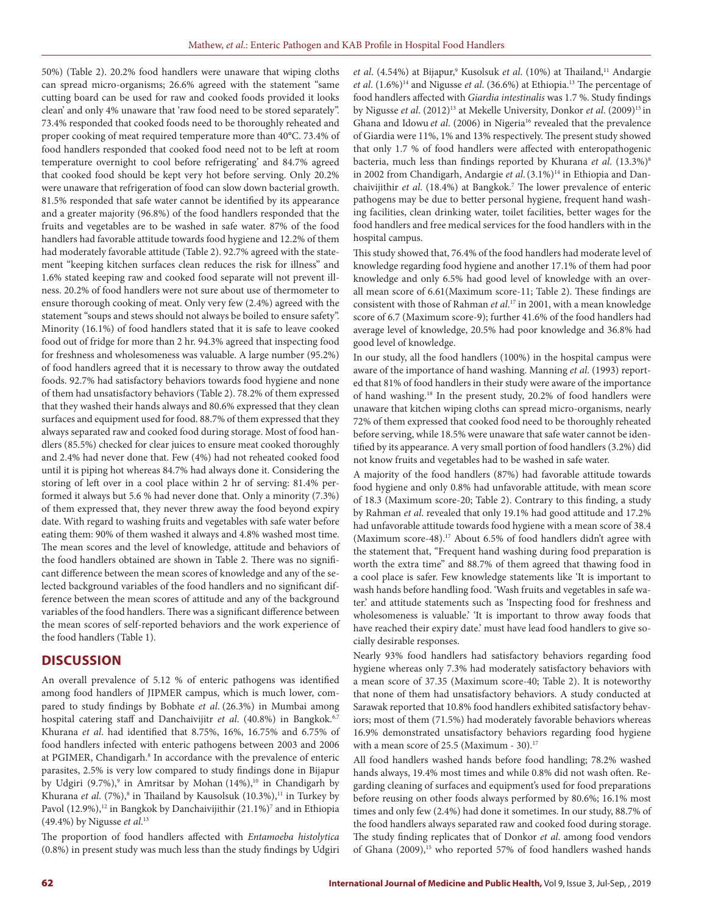50%) (Table 2). 20.2% food handlers were unaware that wiping cloths can spread micro-organisms; 26.6% agreed with the statement "same cutting board can be used for raw and cooked foods provided it looks clean' and only 4% unaware that 'raw food need to be stored separately". 73.4% responded that cooked foods need to be thoroughly reheated and proper cooking of meat required temperature more than 40°C. 73.4% of food handlers responded that cooked food need not to be left at room temperature overnight to cool before refrigerating' and 84.7% agreed that cooked food should be kept very hot before serving. Only 20.2% were unaware that refrigeration of food can slow down bacterial growth. 81.5% responded that safe water cannot be identified by its appearance and a greater majority (96.8%) of the food handlers responded that the fruits and vegetables are to be washed in safe water. 87% of the food handlers had favorable attitude towards food hygiene and 12.2% of them had moderately favorable attitude (Table 2). 92.7% agreed with the statement "keeping kitchen surfaces clean reduces the risk for illness" and 1.6% stated keeping raw and cooked food separate will not prevent illness. 20.2% of food handlers were not sure about use of thermometer to ensure thorough cooking of meat. Only very few (2.4%) agreed with the statement "soups and stews should not always be boiled to ensure safety". Minority (16.1%) of food handlers stated that it is safe to leave cooked food out of fridge for more than 2 hr. 94.3% agreed that inspecting food for freshness and wholesomeness was valuable. A large number (95.2%) of food handlers agreed that it is necessary to throw away the outdated foods. 92.7% had satisfactory behaviors towards food hygiene and none of them had unsatisfactory behaviors (Table 2). 78.2% of them expressed that they washed their hands always and 80.6% expressed that they clean surfaces and equipment used for food. 88.7% of them expressed that they always separated raw and cooked food during storage. Most of food handlers (85.5%) checked for clear juices to ensure meat cooked thoroughly and 2.4% had never done that. Few (4%) had not reheated cooked food until it is piping hot whereas 84.7% had always done it. Considering the storing of left over in a cool place within 2 hr of serving: 81.4% performed it always but 5.6 % had never done that. Only a minority (7.3%) of them expressed that, they never threw away the food beyond expiry date. With regard to washing fruits and vegetables with safe water before eating them: 90% of them washed it always and 4.8% washed most time. The mean scores and the level of knowledge, attitude and behaviors of the food handlers obtained are shown in Table 2. There was no significant difference between the mean scores of knowledge and any of the selected background variables of the food handlers and no significant difference between the mean scores of attitude and any of the background variables of the food handlers. There was a significant difference between the mean scores of self-reported behaviors and the work experience of the food handlers (Table 1).

## DISCUSSION

An overall prevalence of 5.12 % of enteric pathogens was identified among food handlers of JIPMER campus, which is much lower, compared to study findings by Bobhate *et al*. (26.3%) in Mumbai among hospital catering staff and Danchaivijitr *et al*. (40.8%) in Bangkok.[6,7] Khurana *et al*. had identified that 8.75%, 16%, 16.75% and 6.75% of food handlers infected with enteric pathogens between 2003 and 2006 at PGIMER, Chandigarh.[8] In accordance with the prevalence of enteric parasites, 2.5% is very low compared to study findings done in Bijapur by Udgiri (9.7%),[9] in Amritsar by Mohan (14%),[10] in Chandigarh by Khurana *et al*. (7%),[8] in Thailand by Kausolsuk (10.3%),[11] in Turkey by Pavol (12.9%),[12] in Bangkok by Danchaivijithir (21.1%)[7] and in Ethiopia (49.4%) by Nigusse *et al*.[13]

The proportion of food handlers affected with *Entamoeba histolytica* (0.8%) in present study was much less than the study findings by Udgiri *et al*. (4.54%) at Bijapur,[9] Kusolsuk *et al*. (10%) at Thailand,[11] Andargie *et al*. (1.6%)[14] and Nigusse *et al*. (36.6%) at Ethiopia.[13] The percentage of food handlers affected with *Giardia intestinalis* was 1.7 %. Study findings by Nigusse *et al*. (2012)[13] at Mekelle University, Donkor *et al*. (2009)[15] in Ghana and Idowu *et al*. (2006) in Nigeria[16] revealed that the prevalence of Giardia were 11%, 1% and 13% respectively. The present study showed that only 1.7 % of food handlers were affected with enteropathogenic bacteria, much less than findings reported by Khurana *et al*. (13.3%)[8] in 2002 from Chandigarh, Andargie *et al*. (3.1%)[14] in Ethiopia and Danchaivijithir *et al*. (18.4%) at Bangkok.[7] The lower prevalence of enteric pathogens may be due to better personal hygiene, frequent hand washing facilities, clean drinking water, toilet facilities, better wages for the food handlers and free medical services for the food handlers with in the hospital campus.

This study showed that, 76.4% of the food handlers had moderate level of knowledge regarding food hygiene and another 17.1% of them had poor knowledge and only 6.5% had good level of knowledge with an overall mean score of 6.61(Maximum score-11; Table 2). These findings are consistent with those of Rahman *et al*.[17] in 2001, with a mean knowledge score of 6.7 (Maximum score-9); further 41.6% of the food handlers had average level of knowledge, 20.5% had poor knowledge and 36.8% had good level of knowledge.

In our study, all the food handlers (100%) in the hospital campus were aware of the importance of hand washing. Manning *et al*. (1993) reported that 81% of food handlers in their study were aware of the importance of hand washing.[18] In the present study, 20.2% of food handlers were unaware that kitchen wiping cloths can spread micro-organisms, nearly 72% of them expressed that cooked food need to be thoroughly reheated before serving, while 18.5% were unaware that safe water cannot be identified by its appearance. A very small portion of food handlers (3.2%) did not know fruits and vegetables had to be washed in safe water.

A majority of the food handlers (87%) had favorable attitude towards food hygiene and only 0.8% had unfavorable attitude, with mean score of 18.3 (Maximum score-20; Table 2). Contrary to this finding, a study by Rahman *et al*. revealed that only 19.1% had good attitude and 17.2% had unfavorable attitude towards food hygiene with a mean score of 38.4 (Maximum score-48).[17] About 6.5% of food handlers didn't agree with the statement that, "Frequent hand washing during food preparation is worth the extra time" and 88.7% of them agreed that thawing food in a cool place is safer. Few knowledge statements like 'It is important to wash hands before handling food. 'Wash fruits and vegetables in safe water.' and attitude statements such as 'Inspecting food for freshness and wholesomeness is valuable.' 'It is important to throw away foods that have reached their expiry date.' must have lead food handlers to give socially desirable responses.

Nearly 93% food handlers had satisfactory behaviors regarding food hygiene whereas only 7.3% had moderately satisfactory behaviors with a mean score of 37.35 (Maximum score-40; Table 2). It is noteworthy that none of them had unsatisfactory behaviors. A study conducted at Sarawak reported that 10.8% food handlers exhibited satisfactory behaviors; most of them (71.5%) had moderately favorable behaviors whereas 16.9% demonstrated unsatisfactory behaviors regarding food hygiene with a mean score of 25.5 (Maximum - 30).[17]

All food handlers washed hands before food handling; 78.2% washed hands always, 19.4% most times and while 0.8% did not wash often. Regarding cleaning of surfaces and equipment's used for food preparations before reusing on other foods always performed by 80.6%; 16.1% most times and only few (2.4%) had done it sometimes. In our study, 88.7% of the food handlers always separated raw and cooked food during storage. The study finding replicates that of Donkor *et al*. among food vendors of Ghana (2009),[15] who reported 57% of food handlers washed hands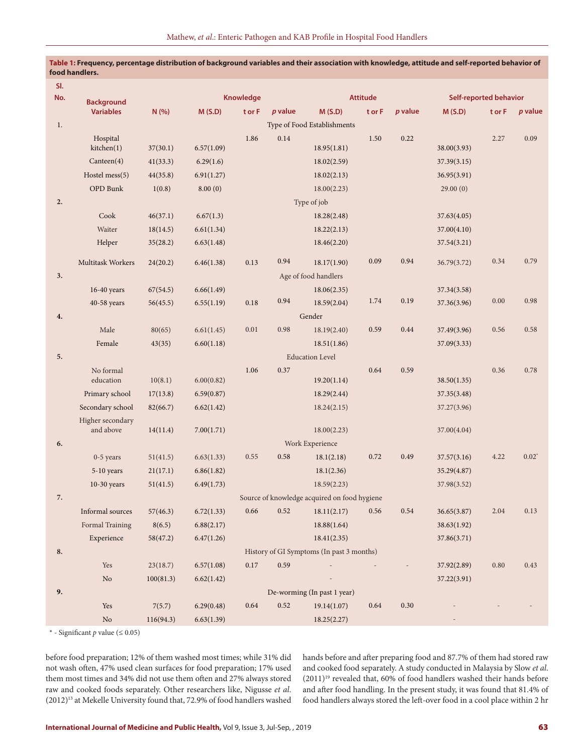**Table 1: Frequency, percentage distribution of background variables and their association with knowledge, attitude and self-reported behavior of food handlers.**

| Sl. No. | Background Variables | N (%) | Knowledge | | | Attitude | | | Self-reported behavior | | |
|---|---|---|---|---|---|---|---|---|---|---|---|
| | | | M (S.D) | t or F | *p* value | M (S.D) | t or F | *p* value | M (S.D) | t or F | *p* value |
| 1. | Type of Food Establishments | | | | | | | | | | |
| | Hospital kitchen(1) | 37(30.1) | 6.57(1.09) | 1.86 | 0.14 | 18.95(1.81) | 1.50 | 0.22 | 38.00(3.93) | 2.27 | 0.09 |
| | Canteen(4) | 41(33.3) | 6.29(1.6) | | | 18.02(2.59) | | | 37.39(3.15) | | |
| | Hostel mess(5) | 44(35.8) | 6.91(1.27) | | | 18.02(2.13) | | | 36.95(3.91) | | |
| | OPD Bunk | 1(0.8) | 8.00 (0) | | | 18.00(2.23) | | | 29.00 (0) | | |
| 2. | Type of job | | | | | | | | | | |
| | Cook | 46(37.1) | 6.67(1.3) | | | 18.28(2.48) | | | 37.63(4.05) | | |
| | Waiter | 18(14.5) | 6.61(1.34) | | | 18.22(2.13) | | | 37.00(4.10) | | |
| | Helper | 35(28.2) | 6.63(1.48) | | | 18.46(2.20) | | | 37.54(3.21) | | |
| | Multitask Workers | 24(20.2) | 6.46(1.38) | 0.13 | 0.94 | 18.17(1.90) | 0.09 | 0.94 | 36.79(3.72) | 0.34 | 0.79 |
| 3. | Age of food handlers | | | | | | | | | | |
| | 16-40 years | 67(54.5) | 6.66(1.49) | | | 18.06(2.35) | | | 37.34(3.58) | | |
| | 40-58 years | 56(45.5) | 6.55(1.19) | 0.18 | 0.94 | 18.59(2.04) | 1.74 | 0.19 | 37.36(3.96) | 0.00 | 0.98 |
| 4. | Gender | | | | | | | | | | |
| | Male | 80(65) | 6.61(1.45) | 0.01 | 0.98 | 18.19(2.40) | 0.59 | 0.44 | 37.49(3.96) | 0.56 | 0.58 |
| | Female | 43(35) | 6.60(1.18) | | | 18.51(1.86) | | | 37.09(3.33) | | |
| 5. | Education Level | | | | | | | | | | |
| | No formal education | 10(8.1) | 6.00(0.82) | 1.06 | 0.37 | 19.20(1.14) | 0.64 | 0.59 | 38.50(1.35) | 0.36 | 0.78 |
| | Primary school | 17(13.8) | 6.59(0.87) | | | 18.29(2.44) | | | 37.35(3.48) | | |
| | Secondary school | 82(66.7) | 6.62(1.42) | | | 18.24(2.15) | | | 37.27(3.96) | | |
| | Higher secondary and above | 14(11.4) | 7.00(1.71) | | | 18.00(2.23) | | | 37.00(4.04) | | |
| 6. | Work Experience | | | | | | | | | | |
| | 0-5 years | 51(41.5) | 6.63(1.33) | 0.55 | 0.58 | 18.1(2.18) | 0.72 | 0.49 | 37.57(3.16) | 4.22 | 0.02* |
| | 5-10 years | 21(17.1) | 6.86(1.82) | | | 18.1(2.36) | | | 35.29(4.87) | | |
| | 10-30 years | 51(41.5) | 6.49(1.73) | | | 18.59(2.23) | | | 37.98(3.52) | | |
| 7. | Source of knowledge acquired on food hygiene | | | | | | | | | | |
| | Informal sources | 57(46.3) | 6.72(1.33) | 0.66 | 0.52 | 18.11(2.17) | 0.56 | 0.54 | 36.65(3.87) | 2.04 | 0.13 |
| | Formal Training | 8(6.5) | 6.88(2.17) | | | 18.88(1.64) | | | 38.63(1.92) | | |
| | Experience | 58(47.2) | 6.47(1.26) | | | 18.41(2.35) | | | 37.86(3.71) | | |
| 8. | History of GI Symptoms (In past 3 months) | | | | | | | | | | |
| | Yes | 23(18.7) | 6.57(1.08) | 0.17 | 0.59 | - | - | - | 37.92(2.89) | 0.80 | 0.43 |
| | No | 100(81.3) | 6.62(1.42) | | | - | | | 37.22(3.91) | | |
| 9. | De-worming (In past 1 year) | | | | | | | | | | |
| | Yes | 7(5.7) | 6.29(0.48) | 0.64 | 0.52 | 19.14(1.07) | 0.64 | 0.30 | - | - | - |
| | No | 116(94.3) | 6.63(1.39) | | | 18.25(2.27) | | | - | | |

\* - Significant *p* value (≤ 0.05)

before food preparation; 12% of them washed most times; while 31% did not wash often, 47% used clean surfaces for food preparation; 17% used them most times and 34% did not use them often and 27% always stored raw and cooked foods separately. Other researchers like, Nigusse *et al.* (2012)[13] at Mekelle University found that, 72.9% of food handlers washed hands before and after preparing food and 87.7% of them had stored raw and cooked food separately. A study conducted in Malaysia by Slow *et al.* (2011)[19] revealed that, 60% of food handlers washed their hands before and after food handling. In the present study, it was found that 81.4% of food handlers always stored the left-over food in a cool place within 2 hr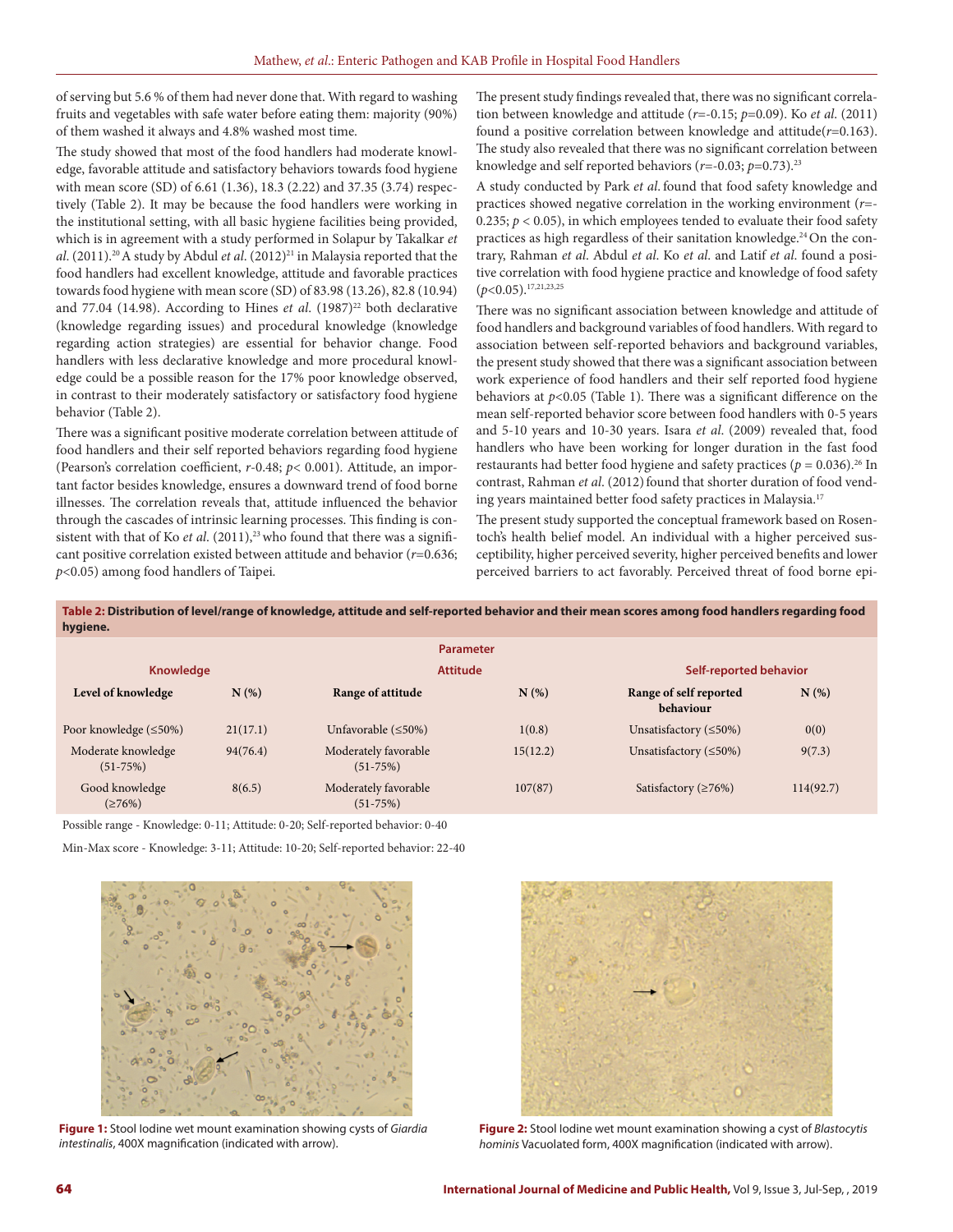of serving but 5.6 % of them had never done that. With regard to washing fruits and vegetables with safe water before eating them: majority (90%) of them washed it always and 4.8% washed most time.

The study showed that most of the food handlers had moderate knowledge, favorable attitude and satisfactory behaviors towards food hygiene with mean score (SD) of 6.61 (1.36), 18.3 (2.22) and 37.35 (3.74) respectively (Table 2). It may be because the food handlers were working in the institutional setting, with all basic hygiene facilities being provided, which is in agreement with a study performed in Solapur by Takalkar *et al.* (2011).[20] A study by Abdul *et al.* (2012)[21] in Malaysia reported that the food handlers had excellent knowledge, attitude and favorable practices towards food hygiene with mean score (SD) of 83.98 (13.26), 82.8 (10.94) and 77.04 (14.98). According to Hines *et al.* (1987)[22] both declarative (knowledge regarding issues) and procedural knowledge (knowledge regarding action strategies) are essential for behavior change. Food handlers with less declarative knowledge and more procedural knowledge could be a possible reason for the 17% poor knowledge observed, in contrast to their moderately satisfactory or satisfactory food hygiene behavior (Table 2).

There was a significant positive moderate correlation between attitude of food handlers and their self reported behaviors regarding food hygiene (Pearson's correlation coefficient, $r$-0.48; $p < 0.001$). Attitude, an important factor besides knowledge, ensures a downward trend of food borne illnesses. The correlation reveals that, attitude influenced the behavior through the cascades of intrinsic learning processes. This finding is consistent with that of Ko *et al.* (2011),[23] who found that there was a significant positive correlation existed between attitude and behavior ($r$=0.636; $p<0.05$) among food handlers of Taipei.

The present study findings revealed that, there was no significant correlation between knowledge and attitude ($r$=-0.15; $p$=0.09). Ko *et al.* (2011) found a positive correlation between knowledge and attitude($r$=0.163). The study also revealed that there was no significant correlation between knowledge and self reported behaviors ($r$=-0.03; $p$=0.73).[23]

A study conducted by Park *et al.* found that food safety knowledge and practices showed negative correlation in the working environment ($r$=-0.235; $p < 0.05$), in which employees tended to evaluate their food safety practices as high regardless of their sanitation knowledge.[24] On the contrary, Rahman *et al.* Abdul *et al.* Ko *et al.* and Latif *et al.* found a positive correlation with food hygiene practice and knowledge of food safety ($p<0.05$).[17,21,23,25]

There was no significant association between knowledge and attitude of food handlers and background variables of food handlers. With regard to association between self-reported behaviors and background variables, the present study showed that there was a significant association between work experience of food handlers and their self reported food hygiene behaviors at $p<0.05$ (Table 1). There was a significant difference on the mean self-reported behavior score between food handlers with 0-5 years and 5-10 years and 10-30 years. Isara *et al.* (2009) revealed that, food handlers who have been working for longer duration in the fast food restaurants had better food hygiene and safety practices ($p$ = 0.036).[26] In contrast, Rahman *et al.* (2012) found that shorter duration of food vending years maintained better food safety practices in Malaysia.[17]

The present study supported the conceptual framework based on Rosentoch's health belief model. An individual with a higher perceived susceptibility, higher perceived severity, higher perceived benefits and lower perceived barriers to act favorably. Perceived threat of food borne epi-

**Table 2: Distribution of level/range of knowledge, attitude and self-reported behavior and their mean scores among food handlers regarding food hygiene.**

| Parameter | | | | | |
|---|---|---|---|---|---|
| Knowledge | | Attitude | | Self-reported behavior | |
| Level of knowledge | N (%) | Range of attitude | N (%) | Range of self reported behaviour | N (%) |
| Poor knowledge (≤50%) | 21(17.1) | Unfavorable (≤50%) | 1(0.8) | Unsatisfactory (≤50%) | 0(0) |
| Moderate knowledge (51-75%) | 94(76.4) | Moderately favorable (51-75%) | 15(12.2) | Unsatisfactory (≤50%) | 9(7.3) |
| Good knowledge (≥76%) | 8(6.5) | Moderately favorable (51-75%) | 107(87) | Satisfactory (≥76%) | 114(92.7) |

Possible range - Knowledge: 0-11; Attitude: 0-20; Self-reported behavior: 0-40

Min-Max score - Knowledge: 3-11; Attitude: 10-20; Self-reported behavior: 22-40

**Figure 1:** Stool Iodine wet mount examination showing cysts of *Giardia intestinalis*, 400X magnification (indicated with arrow).

**Figure 2:** Stool Iodine wet mount examination showing a cyst of *Blastocytis hominis* Vacuolated form, 400X magnification (indicated with arrow).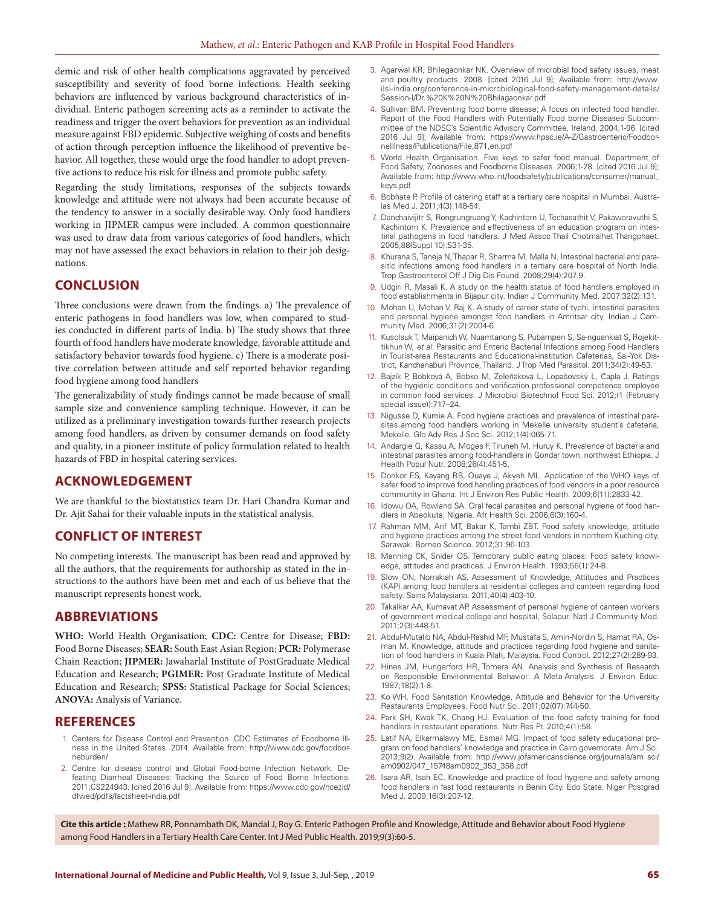demic and risk of other health complications aggravated by perceived susceptibility and severity of food borne infections. Health seeking behaviors are influenced by various background characteristics of individual. Enteric pathogen screening acts as a reminder to activate the readiness and trigger the overt behaviors for prevention as an individual measure against FBD epidemic. Subjective weighing of costs and benefits of action through perception influence the likelihood of preventive behavior. All together, these would urge the food handler to adopt preventive actions to reduce his risk for illness and promote public safety.

Regarding the study limitations, responses of the subjects towards knowledge and attitude were not always had been accurate because of the tendency to answer in a socially desirable way. Only food handlers working in JIPMER campus were included. A common questionnaire was used to draw data from various categories of food handlers, which may not have assessed the exact behaviors in relation to their job designations.

## CONCLUSION

Three conclusions were drawn from the findings. a) The prevalence of enteric pathogens in food handlers was low, when compared to studies conducted in different parts of India. b) The study shows that three fourth of food handlers have moderate knowledge, favorable attitude and satisfactory behavior towards food hygiene. c) There is a moderate positive correlation between attitude and self reported behavior regarding food hygiene among food handlers

The generalizability of study findings cannot be made because of small sample size and convenience sampling technique. However, it can be utilized as a preliminary investigation towards further research projects among food handlers, as driven by consumer demands on food safety and quality, in a pioneer institute of policy formulation related to health hazards of FBD in hospital catering services.

## ACKNOWLEDGEMENT

We are thankful to the biostatistics team Dr. Hari Chandra Kumar and Dr. Ajit Sahai for their valuable inputs in the statistical analysis.

## CONFLICT OF INTEREST

No competing interests. The manuscript has been read and approved by all the authors, that the requirements for authorship as stated in the instructions to the authors have been met and each of us believe that the manuscript represents honest work.

## ABBREVIATIONS

**WHO:** World Health Organisation; **CDC:** Centre for Disease; **FBD:** Food Borne Diseases; **SEAR:** South East Asian Region; **PCR:** Polymerase Chain Reaction; **JIPMER:** Jawaharlal Institute of PostGraduate Medical Education and Research; **PGIMER:** Post Graduate Institute of Medical Education and Research; **SPSS:** Statistical Package for Social Sciences; **ANOVA:** Analysis of Variance.

## REFERENCES

1. Centers for Disease Control and Prevention. CDC Estimates of Foodborne Illness in the United States. 2014. Available from: http://www.cdc.gov/foodborneburden/
2. Centre for disease control and Global Food-borne Infection Network. Defeating Diarrheal Diseases: Tracking the Source of Food Borne Infections. 2011;CS224943. [cited 2016 Jul 9]. Available from: https://www.cdc.gov/ncezid/dfwed/pdfs/factsheet-india.pdf
3. Agarwal KR, Bhilegaonkar NK. Overview of microbial food safety issues, meat and poultry products. 2008. [cited 2016 Jul 9]; Available from: http://www.ilsi-india.org/conference-in-microbiological-food-safety-management-details/Session-I/Dr.%20K%20N%20Bhilagaonkar.pdf
4. Sullivan BM. Preventing food borne disease; A focus on infected food handler. Report of the Food Handlers with Potentially Food borne Diseases Subcommittee of the NDSC's Scientific Advisory Committee, Ireland. 2004;1-96. [cited 2016 Jul 9]; Available from: https://www.hpsc.ie/A-Z/Gastroenteric/FoodborneIllness/Publications/File,871,en.pdf
5. World Health Organisation. Five keys to safer food manual. Department of Food Safety, Zoonoses and Foodborne Diseases. 2006;1-28. [cited 2016 Jul 9]; Available from: http://www.who.int/foodsafety/publications/consumer/manual_keys.pdf
6. Bobhate P. Profile of catering staff at a tertiary care hospital in Mumbai. Australas Med J. 2011;4(3):148-54.
7. Danchaivijitr S, Rongrungruang Y, Kachintorn U, Techasathit V, Pakaworavuthi S, Kachintorn K. Prevalence and effectiveness of an education program on intestinal pathogens in food handlers. J Med Assoc Thail Chotmaihet Thangphaet. 2005;88(Suppl 10):S31-35.
8. Khurana S, Taneja N, Thapar R, Sharma M, Malla N. Intestinal bacterial and parasitic infections among food handlers in a tertiary care hospital of North India. Trop Gastroenterol Off J Dig Dis Found. 2008;29(4):207-9.
9. Udgiri R, Masali K. A study on the health status of food handlers employed in food establishments in Bijapur city. Indian J Community Med. 2007;32(2):131.
10. Mohan U, Mohan V, Raj K. A study of carrier state of typhi, intestinal parasites and personal hygiene amongst food handlers in Amritsar city. Indian J Community Med. 2006;31(2):2004-6.
11. Kusolsuk T, Maipanich W, Nuamtanong S, Pubampen S, Sa-nguankiat S, Rojekittikhun W, *et al.* Parasitic and Enteric Bacterial Infections among Food Handlers in Tourist-area Restaurants and Educational-institution Cafeterias, Sai-Yok District, Kanchanaburi Province, Thailand. J Trop Med Parasitol. 2011;34(2):49-53.
12. Bajzík P, Bobková A, Bobko M, Zeleňáková L, Lopašovský L, Čapla J. Ratings of the hygienic conditions and verification professional competence employee in common food services. J Microbiol Biotechnol Food Sci. 2012;(1 (February special issue)):717–24.
13. Nigusse D, Kumie A. Food hygiene practices and prevalence of intestinal parasites among food handlers working in Mekelle university student's cafeteria, Mekelle. Glo Adv Res J Soc Sci. 2012;1(4):065-71.
14. Andargie G, Kassu A, Moges F, Tiruneh M, Huruy K. Prevalence of bacteria and intestinal parasites among food-handlers in Gondar town, northwest Ethiopia. J Health Popul Nutr. 2008;26(4):451-5.
15. Donkor ES, Kayang BB, Quaye J, Akyeh ML. Application of the WHO keys of safer food to improve food handling practices of food vendors in a poor resource community in Ghana. Int J Environ Res Public Health. 2009;6(11):2833-42.
16. Idowu OA, Rowland SA. Oral fecal parasites and personal hygiene of food handlers in Abeokuta, Nigeria. Afr Health Sci. 2006;6(3):160-4.
17. Rahman MM, Arif MT, Bakar K, Tambi ZBT. Food safety knowledge, attitude and hygiene practices among the street food vendors in northern Kuching city, Sarawak. Borneo Science. 2012;31:96-103.
18. Manning CK, Snider OS. Temporary public eating places: Food safety knowledge, attitudes and practices. J Environ Health. 1993;56(1):24-8.
19. Slow ON, Norrakiah AS. Assessment of Knowledge, Attitudes and Practices (KAP) among food handlers at residential colleges and canteen regarding food safety. Sains Malaysiana. 2011;40(4):403-10.
20. Takalkar AA, Kumavat AP. Assessment of personal hygiene of canteen workers of government medical college and hospital, Solapur. Natl J Community Med. 2011;2(3):448-51.
21. Abdul-Mutalib NA, Abdul-Rashid MF, Mustafa S, Amin-Nordin S, Hamat RA, Osman M. Knowledge, attitude and practices regarding food hygiene and sanitation of food handlers in Kuala Pilah, Malaysia. Food Control. 2012;27(2):289-93.
22. Hines JM, Hungerford HR, Tomera AN. Analysis and Synthesis of Research on Responsible Environmental Behavior: A Meta-Analysis. J Environ Educ. 1987;18(2):1-8.
23. Ko WH. Food Sanitation Knowledge, Attitude and Behavior for the University Restaurants Employees. Food Nutr Sci. 2011;02(07):744-50.
24. Park SH, Kwak TK, Chang HJ. Evaluation of the food safety training for food handlers in restaurant operations. Nutr Res Pr. 2010;4(1):58.
25. Latif NA, Elkarmalawy ME, Esmail MG. Impact of food safety educational program on food handlers' knowledge and practice in Cairo governorate. Am J Sci. 2013;9(2). Available from: http://www.jofamericanscience.org/journals/am sci/am0902/047_15748am0902_353_358.pdf
26. Isara AR, Isah EC. Knowledge and practice of food hygiene and safety among food handlers in fast food restaurants in Benin City, Edo State. Niger Postgrad Med J. 2009;16(3):207-12.

**Cite this article :** Mathew RR, Ponnambath DK, Mandal J, Roy G. Enteric Pathogen Profile and Knowledge, Attitude and Behavior about Food Hygiene among Food Handlers in a Tertiary Health Care Center. Int J Med Public Health. 2019;9(3):60-5.